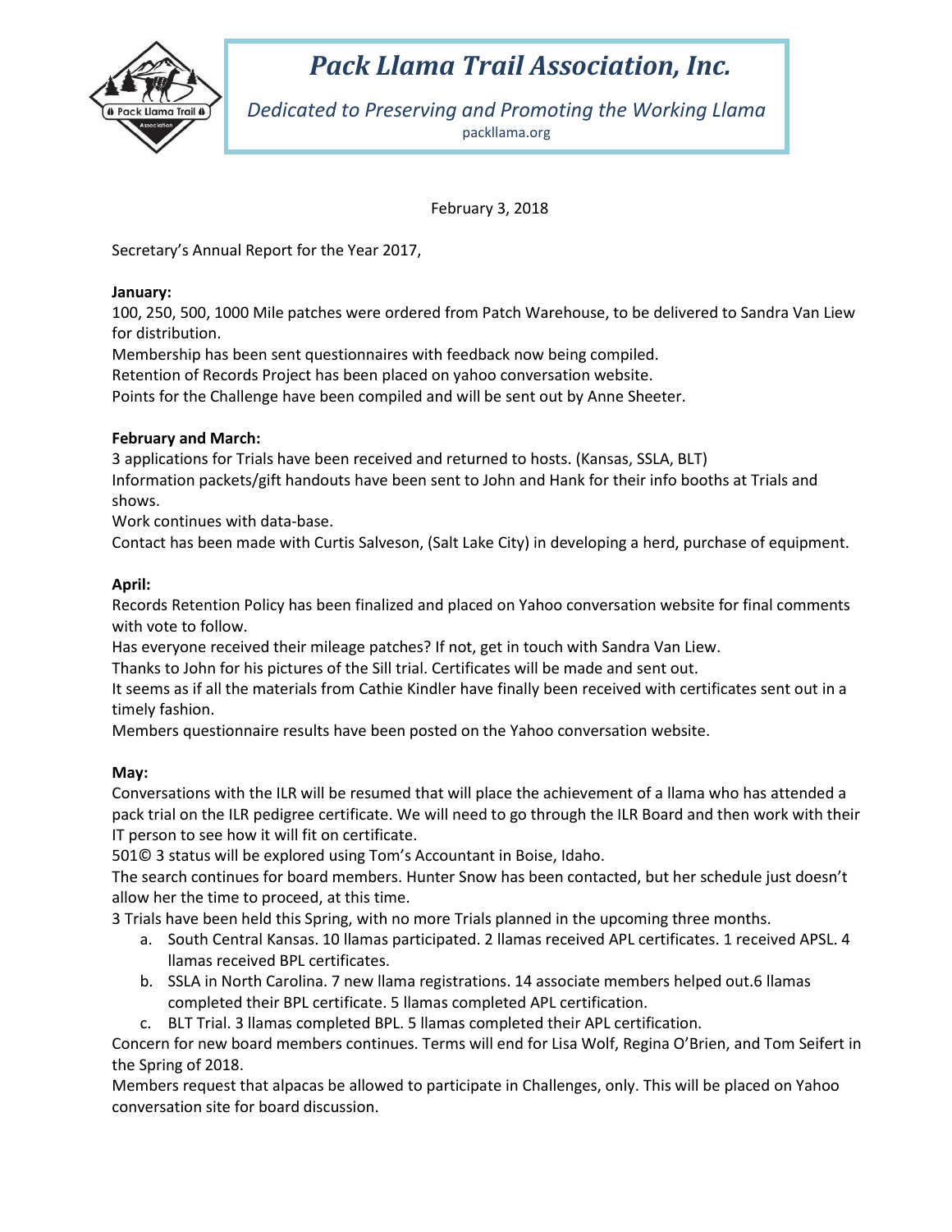# *Pack Llama Trail Association, Inc.*

*Dedicated to Preserving and Promoting the Working Llama*

packllama.org

February 3, 2018

Secretary's Annual Report for the Year 2017,

**January:**

100, 250, 500, 1000 Mile patches were ordered from Patch Warehouse, to be delivered to Sandra Van Liew for distribution.

Membership has been sent questionnaires with feedback now being compiled.

Retention of Records Project has been placed on yahoo conversation website.

Points for the Challenge have been compiled and will be sent out by Anne Sheeter.

**February and March:**

3 applications for Trials have been received and returned to hosts. (Kansas, SSLA, BLT)

Information packets/gift handouts have been sent to John and Hank for their info booths at Trials and shows.

Work continues with data-base.

Contact has been made with Curtis Salveson, (Salt Lake City) in developing a herd, purchase of equipment.

**April:**

Records Retention Policy has been finalized and placed on Yahoo conversation website for final comments with vote to follow.

Has everyone received their mileage patches? If not, get in touch with Sandra Van Liew.

Thanks to John for his pictures of the Sill trial. Certificates will be made and sent out.

It seems as if all the materials from Cathie Kindler have finally been received with certificates sent out in a timely fashion.

Members questionnaire results have been posted on the Yahoo conversation website.

**May:**

Conversations with the ILR will be resumed that will place the achievement of a llama who has attended a pack trial on the ILR pedigree certificate. We will need to go through the ILR Board and then work with their IT person to see how it will fit on certificate.

501© 3 status will be explored using Tom's Accountant in Boise, Idaho.

The search continues for board members. Hunter Snow has been contacted, but her schedule just doesn't allow her the time to proceed, at this time.

3 Trials have been held this Spring, with no more Trials planned in the upcoming three months.

a. South Central Kansas. 10 llamas participated. 2 llamas received APL certificates. 1 received APSL. 4 llamas received BPL certificates.
b. SSLA in North Carolina. 7 new llama registrations. 14 associate members helped out.6 llamas completed their BPL certificate. 5 llamas completed APL certification.
c. BLT Trial. 3 llamas completed BPL. 5 llamas completed their APL certification.

Concern for new board members continues. Terms will end for Lisa Wolf, Regina O'Brien, and Tom Seifert in the Spring of 2018.

Members request that alpacas be allowed to participate in Challenges, only. This will be placed on Yahoo conversation site for board discussion.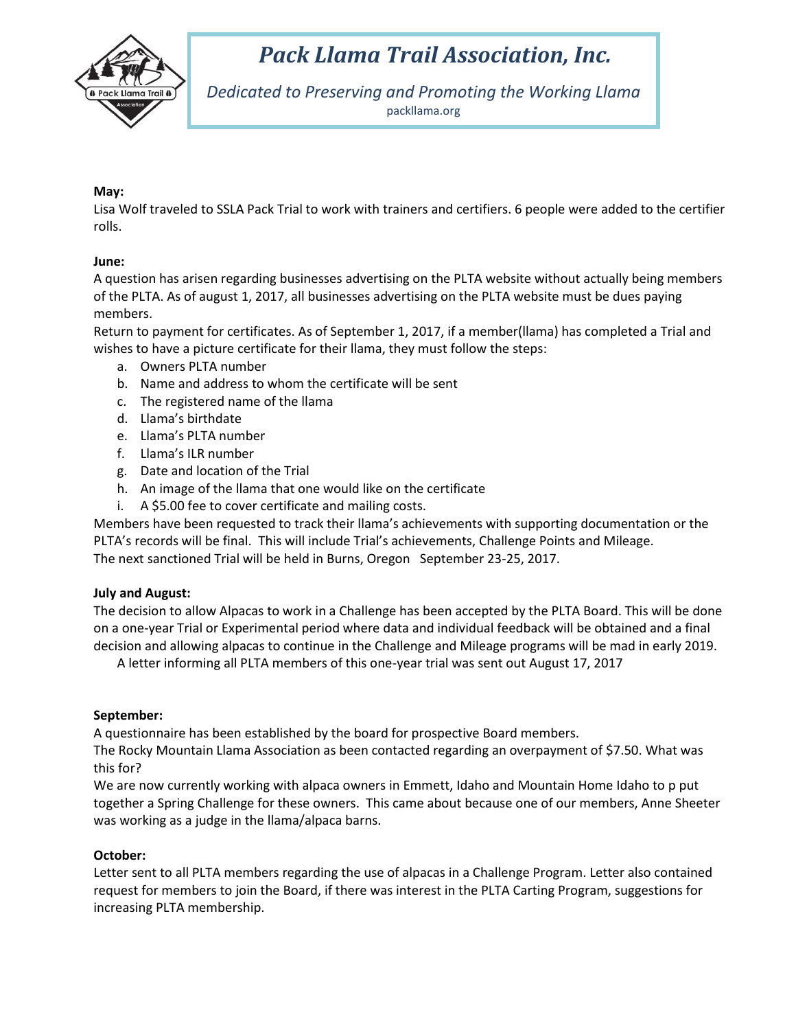# Pack Llama Trail Association, Inc.

*Dedicated to Preserving and Promoting the Working Llama*

packllama.org

**May:**

Lisa Wolf traveled to SSLA Pack Trial to work with trainers and certifiers. 6 people were added to the certifier rolls.

**June:**

A question has arisen regarding businesses advertising on the PLTA website without actually being members of the PLTA. As of august 1, 2017, all businesses advertising on the PLTA website must be dues paying members.

Return to payment for certificates. As of September 1, 2017, if a member(llama) has completed a Trial and wishes to have a picture certificate for their llama, they must follow the steps:

a. Owners PLTA number
b. Name and address to whom the certificate will be sent
c. The registered name of the llama
d. Llama's birthdate
e. Llama's PLTA number
f. Llama's ILR number
g. Date and location of the Trial
h. An image of the llama that one would like on the certificate
i. A $5.00 fee to cover certificate and mailing costs.

Members have been requested to track their llama's achievements with supporting documentation or the PLTA's records will be final. This will include Trial's achievements, Challenge Points and Mileage.

The next sanctioned Trial will be held in Burns, Oregon September 23-25, 2017.

**July and August:**

The decision to allow Alpacas to work in a Challenge has been accepted by the PLTA Board. This will be done on a one-year Trial or Experimental period where data and individual feedback will be obtained and a final decision and allowing alpacas to continue in the Challenge and Mileage programs will be mad in early 2019.

A letter informing all PLTA members of this one-year trial was sent out August 17, 2017

**September:**

A questionnaire has been established by the board for prospective Board members.

The Rocky Mountain Llama Association as been contacted regarding an overpayment of $7.50. What was this for?

We are now currently working with alpaca owners in Emmett, Idaho and Mountain Home Idaho to p put together a Spring Challenge for these owners. This came about because one of our members, Anne Sheeter was working as a judge in the llama/alpaca barns.

**October:**

Letter sent to all PLTA members regarding the use of alpacas in a Challenge Program. Letter also contained request for members to join the Board, if there was interest in the PLTA Carting Program, suggestions for increasing PLTA membership.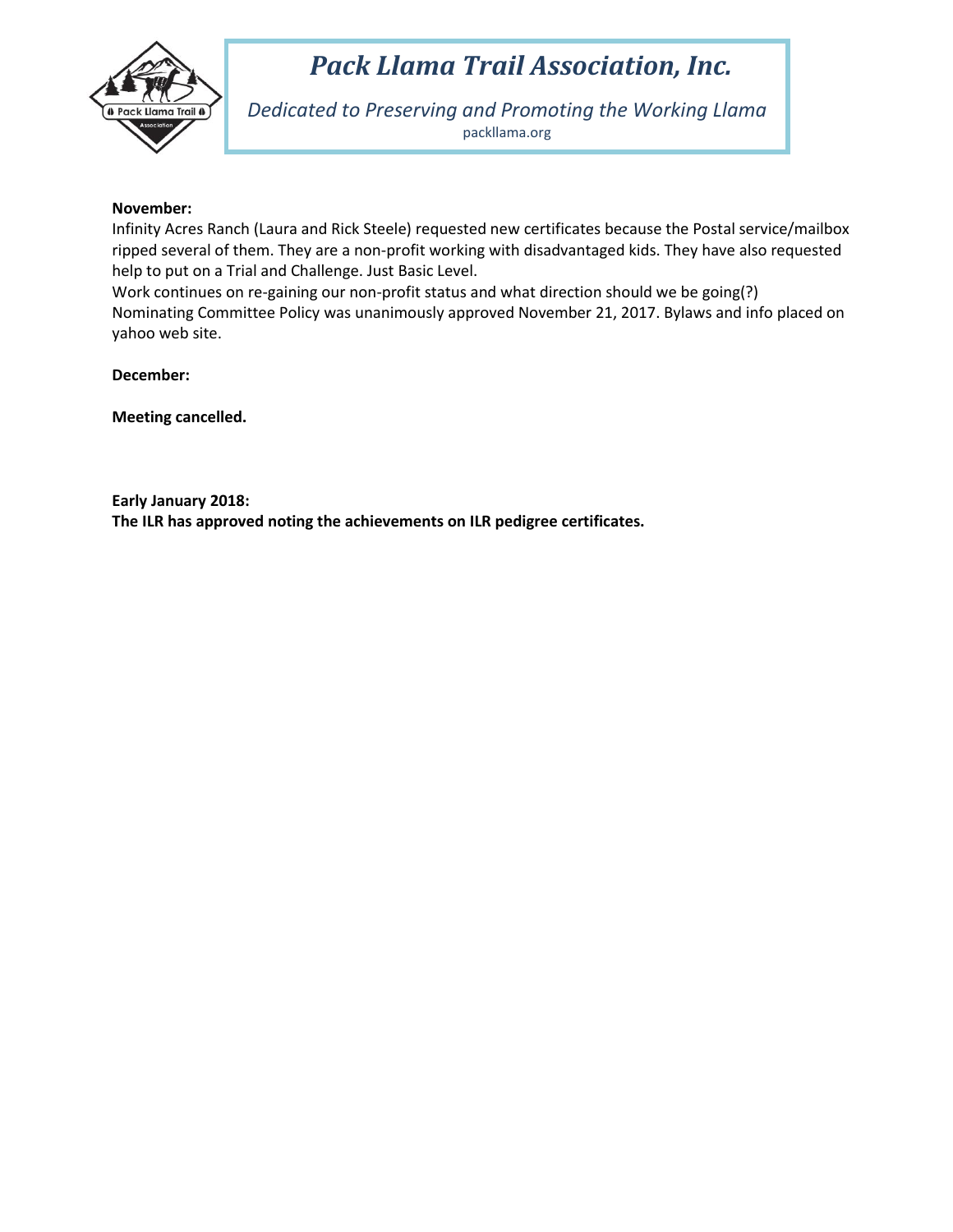**November:**
Infinity Acres Ranch (Laura and Rick Steele) requested new certificates because the Postal service/mailbox ripped several of them. They are a non-profit working with disadvantaged kids. They have also requested help to put on a Trial and Challenge. Just Basic Level.
Work continues on re-gaining our non-profit status and what direction should we be going(?)
Nominating Committee Policy was unanimously approved November 21, 2017. Bylaws and info placed on yahoo web site.

**December:**

**Meeting cancelled.**

**Early January 2018:**
**The ILR has approved noting the achievements on ILR pedigree certificates.**